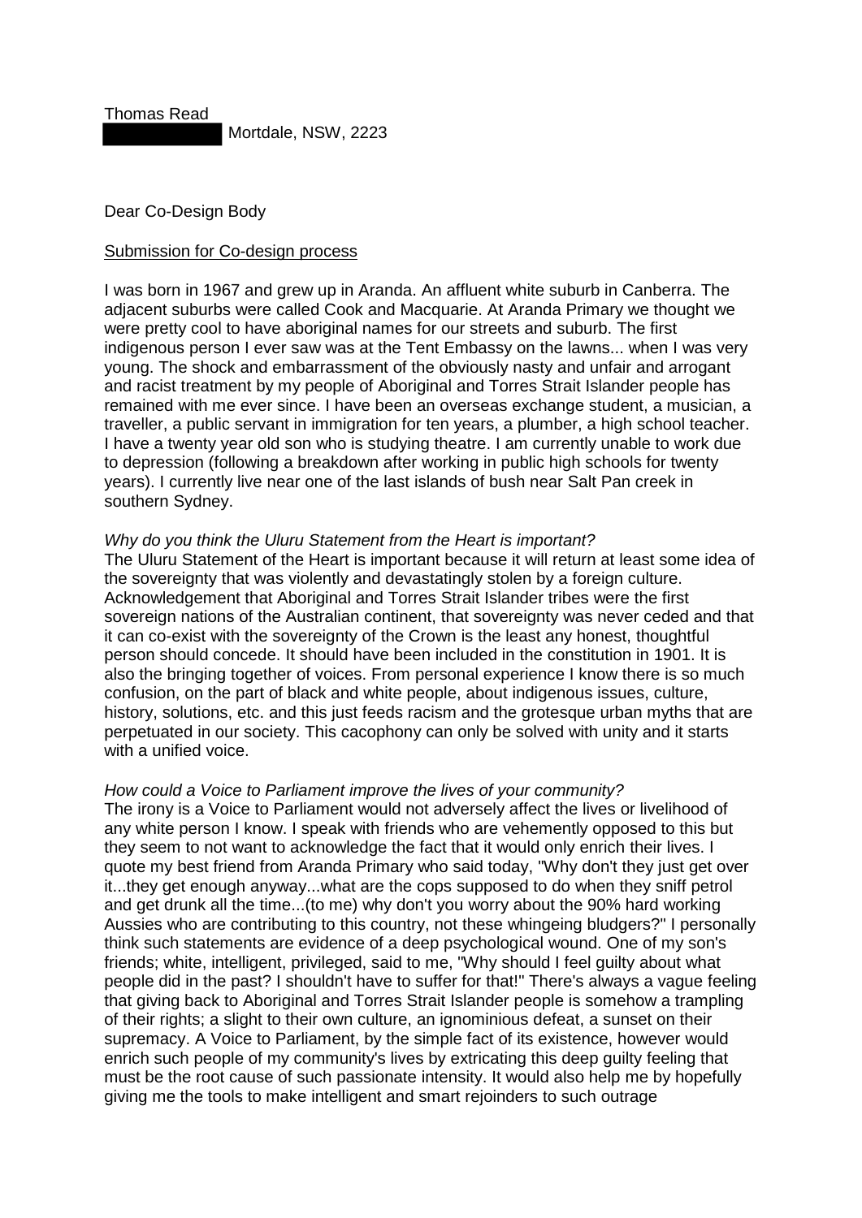Thomas Read
Mortdale, NSW, 2223

Dear Co-Design Body

<u>Submission for Co-design process</u>

I was born in 1967 and grew up in Aranda. An affluent white suburb in Canberra. The adjacent suburbs were called Cook and Macquarie. At Aranda Primary we thought we were pretty cool to have aboriginal names for our streets and suburb. The first indigenous person I ever saw was at the Tent Embassy on the lawns... when I was very young. The shock and embarrassment of the obviously nasty and unfair and arrogant and racist treatment by my people of Aboriginal and Torres Strait Islander people has remained with me ever since. I have been an overseas exchange student, a musician, a traveller, a public servant in immigration for ten years, a plumber, a high school teacher. I have a twenty year old son who is studying theatre. I am currently unable to work due to depression (following a breakdown after working in public high schools for twenty years). I currently live near one of the last islands of bush near Salt Pan creek in southern Sydney.

*Why do you think the Uluru Statement from the Heart is important?*
The Uluru Statement of the Heart is important because it will return at least some idea of the sovereignty that was violently and devastatingly stolen by a foreign culture. Acknowledgement that Aboriginal and Torres Strait Islander tribes were the first sovereign nations of the Australian continent, that sovereignty was never ceded and that it can co-exist with the sovereignty of the Crown is the least any honest, thoughtful person should concede. It should have been included in the constitution in 1901. It is also the bringing together of voices. From personal experience I know there is so much confusion, on the part of black and white people, about indigenous issues, culture, history, solutions, etc. and this just feeds racism and the grotesque urban myths that are perpetuated in our society. This cacophony can only be solved with unity and it starts with a unified voice.

*How could a Voice to Parliament improve the lives of your community?*
The irony is a Voice to Parliament would not adversely affect the lives or livelihood of any white person I know. I speak with friends who are vehemently opposed to this but they seem to not want to acknowledge the fact that it would only enrich their lives. I quote my best friend from Aranda Primary who said today, "Why don't they just get over it...they get enough anyway...what are the cops supposed to do when they sniff petrol and get drunk all the time...(to me) why don't you worry about the 90% hard working Aussies who are contributing to this country, not these whingeing bludgers?" I personally think such statements are evidence of a deep psychological wound. One of my son's friends; white, intelligent, privileged, said to me, "Why should I feel guilty about what people did in the past? I shouldn't have to suffer for that!" There's always a vague feeling that giving back to Aboriginal and Torres Strait Islander people is somehow a trampling of their rights; a slight to their own culture, an ignominious defeat, a sunset on their supremacy. A Voice to Parliament, by the simple fact of its existence, however would enrich such people of my community's lives by extricating this deep guilty feeling that must be the root cause of such passionate intensity. It would also help me by hopefully giving me the tools to make intelligent and smart rejoinders to such outrage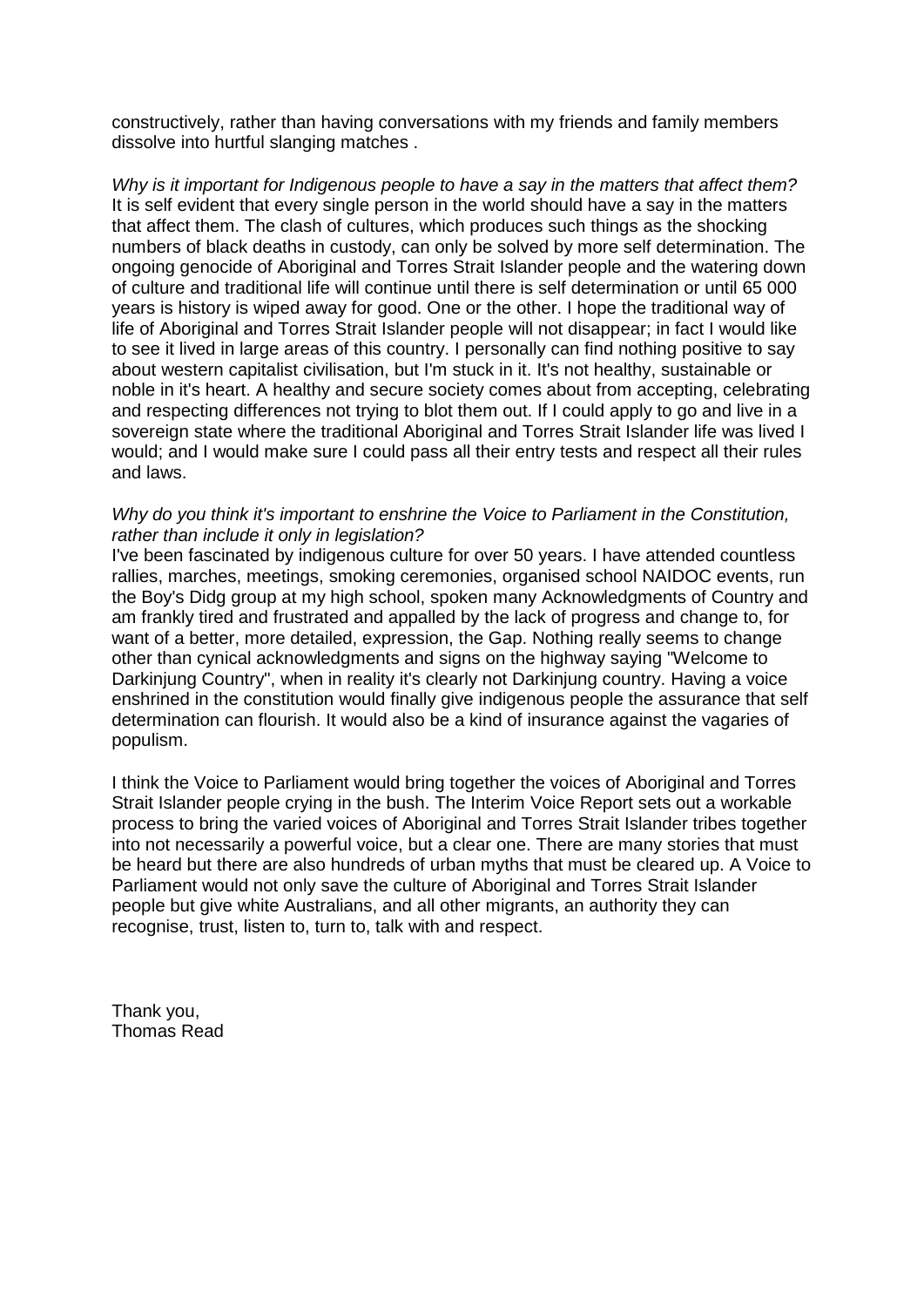constructively, rather than having conversations with my friends and family members dissolve into hurtful slanging matches .

*Why is it important for Indigenous people to have a say in the matters that affect them?*
It is self evident that every single person in the world should have a say in the matters that affect them. The clash of cultures, which produces such things as the shocking numbers of black deaths in custody, can only be solved by more self determination. The ongoing genocide of Aboriginal and Torres Strait Islander people and the watering down of culture and traditional life will continue until there is self determination or until 65 000 years is history is wiped away for good. One or the other. I hope the traditional way of life of Aboriginal and Torres Strait Islander people will not disappear; in fact I would like to see it lived in large areas of this country. I personally can find nothing positive to say about western capitalist civilisation, but I'm stuck in it. It's not healthy, sustainable or noble in it's heart. A healthy and secure society comes about from accepting, celebrating and respecting differences not trying to blot them out. If I could apply to go and live in a sovereign state where the traditional Aboriginal and Torres Strait Islander life was lived I would; and I would make sure I could pass all their entry tests and respect all their rules and laws.

*Why do you think it's important to enshrine the Voice to Parliament in the Constitution, rather than include it only in legislation?*
I've been fascinated by indigenous culture for over 50 years. I have attended countless rallies, marches, meetings, smoking ceremonies, organised school NAIDOC events, run the Boy's Didg group at my high school, spoken many Acknowledgments of Country and am frankly tired and frustrated and appalled by the lack of progress and change to, for want of a better, more detailed, expression, the Gap. Nothing really seems to change other than cynical acknowledgments and signs on the highway saying "Welcome to Darkinjung Country", when in reality it's clearly not Darkinjung country. Having a voice enshrined in the constitution would finally give indigenous people the assurance that self determination can flourish. It would also be a kind of insurance against the vagaries of populism.

I think the Voice to Parliament would bring together the voices of Aboriginal and Torres Strait Islander people crying in the bush. The Interim Voice Report sets out a workable process to bring the varied voices of Aboriginal and Torres Strait Islander tribes together into not necessarily a powerful voice, but a clear one. There are many stories that must be heard but there are also hundreds of urban myths that must be cleared up. A Voice to Parliament would not only save the culture of Aboriginal and Torres Strait Islander people but give white Australians, and all other migrants, an authority they can recognise, trust, listen to, turn to, talk with and respect.

Thank you,
Thomas Read